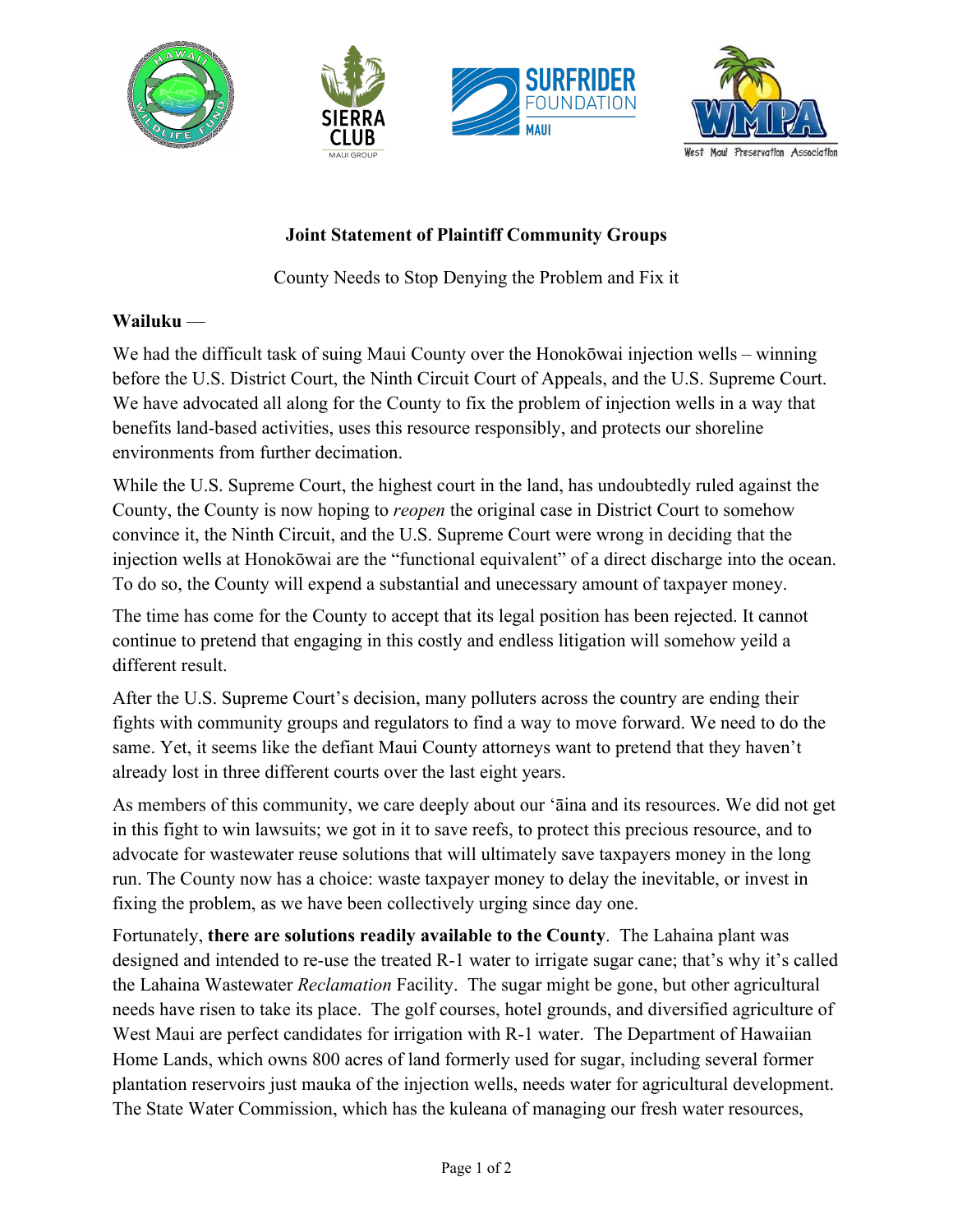# Joint Statement of Plaintiff Community Groups

County Needs to Stop Denying the Problem and Fix it

**Wailuku** —

We had the difficult task of suing Maui County over the Honokōwai injection wells – winning before the U.S. District Court, the Ninth Circuit Court of Appeals, and the U.S. Supreme Court. We have advocated all along for the County to fix the problem of injection wells in a way that benefits land-based activities, uses this resource responsibly, and protects our shoreline environments from further decimation.

While the U.S. Supreme Court, the highest court in the land, has undoubtedly ruled against the County, the County is now hoping to *reopen* the original case in District Court to somehow convince it, the Ninth Circuit, and the U.S. Supreme Court were wrong in deciding that the injection wells at Honokōwai are the "functional equivalent" of a direct discharge into the ocean. To do so, the County will expend a substantial and unnecessary amount of taxpayer money.

The time has come for the County to accept that its legal position has been rejected. It cannot continue to pretend that engaging in this costly and endless litigation will somehow yeild a different result.

After the U.S. Supreme Court's decision, many polluters across the country are ending their fights with community groups and regulators to find a way to move forward. We need to do the same. Yet, it seems like the defiant Maui County attorneys want to pretend that they haven't already lost in three different courts over the last eight years.

As members of this community, we care deeply about our ʻāina and its resources. We did not get in this fight to win lawsuits; we got in it to save reefs, to protect this precious resource, and to advocate for wastewater reuse solutions that will ultimately save taxpayers money in the long run. The County now has a choice: waste taxpayer money to delay the inevitable, or invest in fixing the problem, as we have been collectively urging since day one.

Fortunately, **there are solutions readily available to the County**. The Lahaina plant was designed and intended to re-use the treated R-1 water to irrigate sugar cane; that's why it's called the Lahaina Wastewater *Reclamation* Facility. The sugar might be gone, but other agricultural needs have risen to take its place. The golf courses, hotel grounds, and diversified agriculture of West Maui are perfect candidates for irrigation with R-1 water. The Department of Hawaiian Home Lands, which owns 800 acres of land formerly used for sugar, including several former plantation reservoirs just mauka of the injection wells, needs water for agricultural development. The State Water Commission, which has the kuleana of managing our fresh water resources,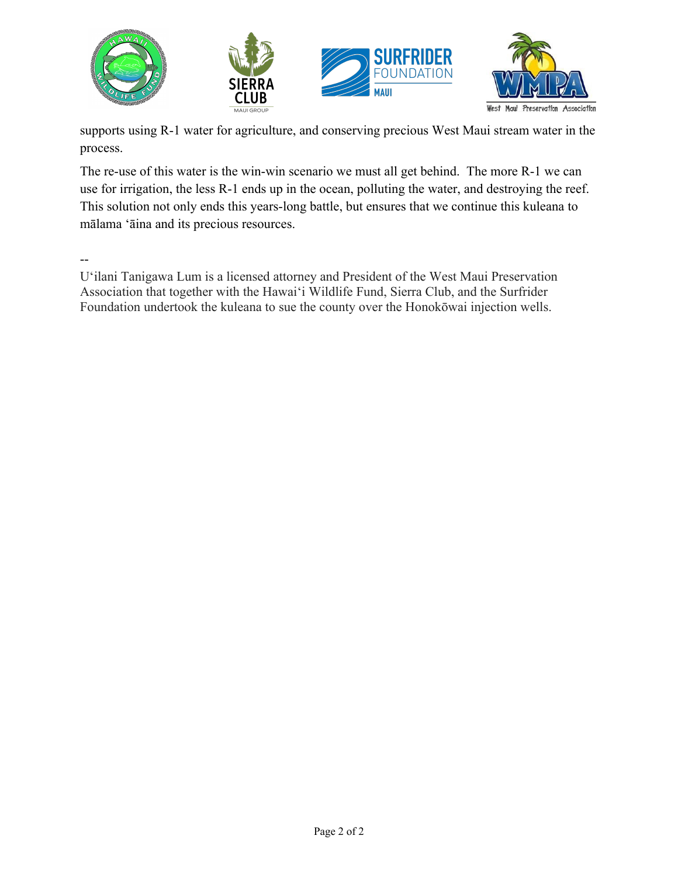supports using R-1 water for agriculture, and conserving precious West Maui stream water in the process.

The re-use of this water is the win-win scenario we must all get behind. The more R-1 we can use for irrigation, the less R-1 ends up in the ocean, polluting the water, and destroying the reef. This solution not only ends this years-long battle, but ensures that we continue this kuleana to mālama ʻāina and its precious resources.

--

Uʻilani Tanigawa Lum is a licensed attorney and President of the West Maui Preservation Association that together with the Hawaiʻi Wildlife Fund, Sierra Club, and the Surfrider Foundation undertook the kuleana to sue the county over the Honokōwai injection wells.